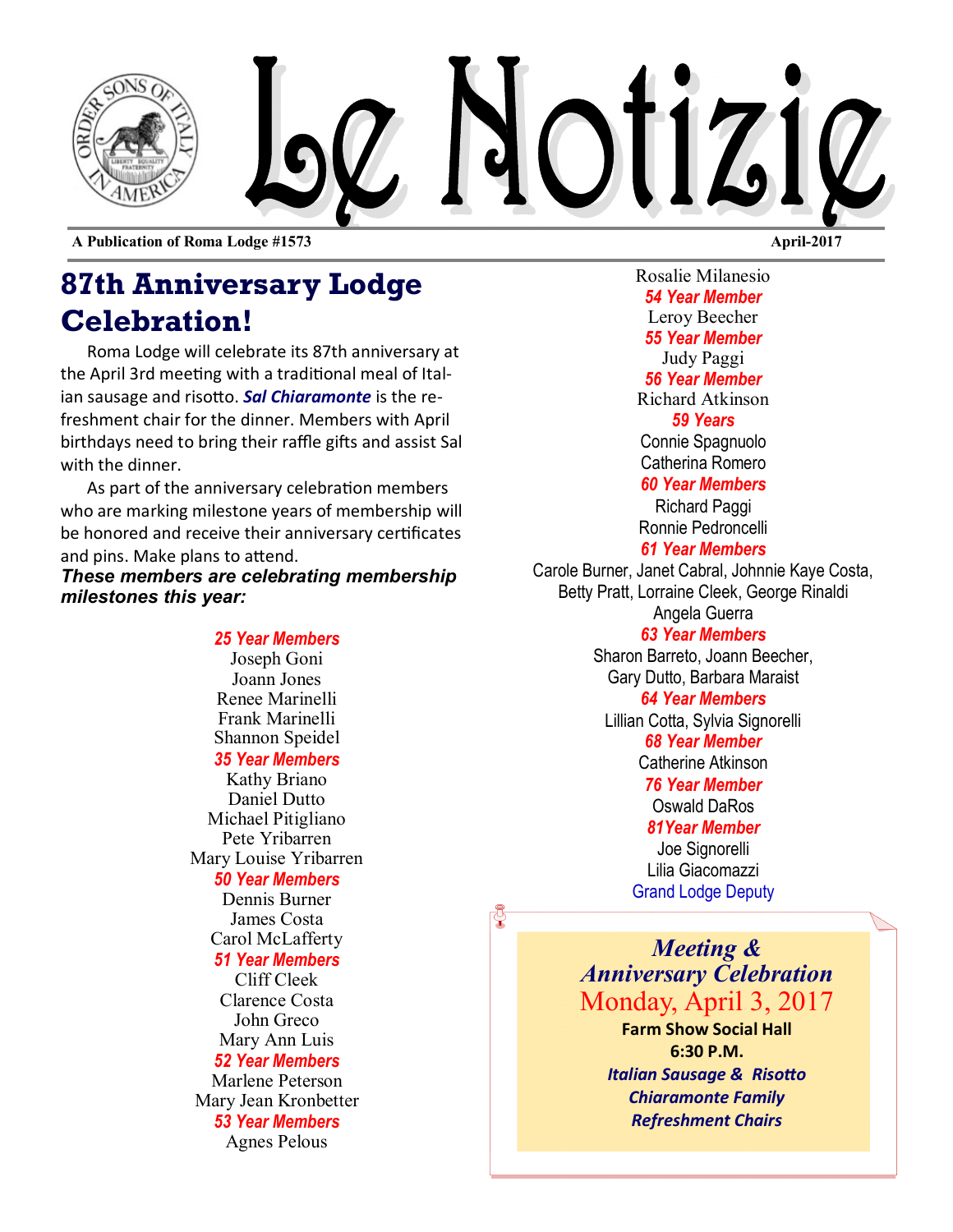# Le Notizie

A Publication of Roma Lodge #1573 April-2017

## 87th Anniversary Lodge Celebration!

Roma Lodge will celebrate its 87th anniversary at the April 3rd meeting with a traditional meal of Italian sausage and risotto. ***Sal Chiaramonte*** is the refreshment chair for the dinner. Members with April birthdays need to bring their raffle gifts and assist Sal with the dinner.

As part of the anniversary celebration members who are marking milestone years of membership will be honored and receive their anniversary certificates and pins. Make plans to attend.

***These members are celebrating membership milestones this year:***

***25 Year Members***
Joseph Goni
Joann Jones
Renee Marinelli
Frank Marinelli
Shannon Speidel

***35 Year Members***
Kathy Briano
Daniel Dutto
Michael Pitigliano
Pete Yribarren
Mary Louise Yribarren

***50 Year Members***
Dennis Burner
James Costa
Carol McLafferty

***51 Year Members***
Cliff Cleek
Clarence Costa
John Greco
Mary Ann Luis

***52 Year Members***
Marlene Peterson
Mary Jean Kronbetter

***53 Year Members***
Agnes Pelous
Rosalie Milanesio

***54 Year Member***
Leroy Beecher

***55 Year Member***
Judy Paggi

***56 Year Member***
Richard Atkinson

***59 Years***
Connie Spagnuolo
Catherina Romero

***60 Year Members***
Richard Paggi
Ronnie Pedroncelli

***61 Year Members***
Carole Burner, Janet Cabral, Johnnie Kaye Costa, Betty Pratt, Lorraine Cleek, George Rinaldi
Angela Guerra

***63 Year Members***
Sharon Barreto, Joann Beecher, Gary Dutto, Barbara Maraist

***64 Year Members***
Lillian Cotta, Sylvia Signorelli

***68 Year Member***
Catherine Atkinson

***76 Year Member***
Oswald DaRos

***81Year Member***
Joe Signorelli

Lilia Giacomazzi
Grand Lodge Deputy

***Meeting & Anniversary Celebration***
Monday, April 3, 2017
**Farm Show Social Hall**
**6:30 P.M.**
***Italian Sausage & Risotto***
***Chiaramonte Family***
***Refreshment Chairs***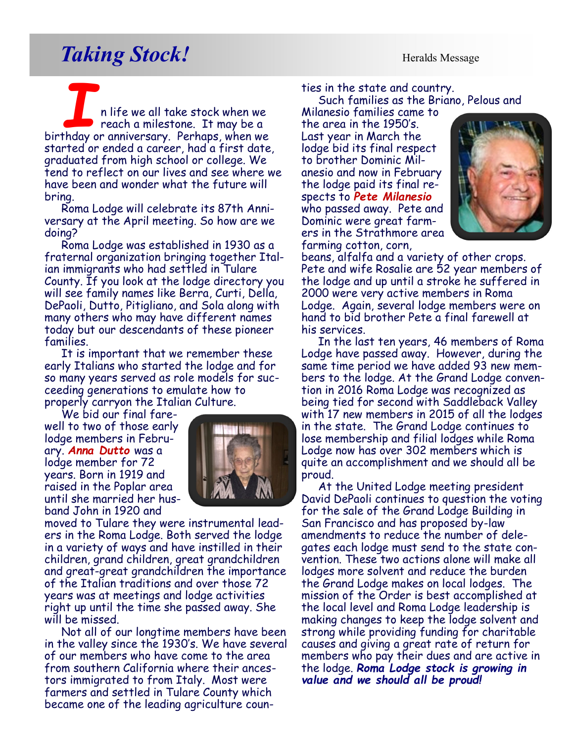# *Taking Stock!*

Heralds Message

In life we all take stock when we reach a milestone. It may be a birthday or anniversary. Perhaps, when we started or ended a career, had a first date, graduated from high school or college. We tend to reflect on our lives and see where we have been and wonder what the future will bring.

Roma Lodge will celebrate its 87th Anniversary at the April meeting. So how are we doing?

Roma Lodge was established in 1930 as a fraternal organization bringing together Italian immigrants who had settled in Tulare County. If you look at the lodge directory you will see family names like Berra, Curti, Della, DePaoli, Dutto, Pitigliano, and Sola along with many others who may have different names today but our descendants of these pioneer families.

It is important that we remember these early Italians who started the lodge and for so many years served as role models for succeeding generations to emulate how to properly carryon the Italian Culture.

We bid our final farewell to two of those early lodge members in February. ***Anna Dutto*** was a lodge member for 72 years. Born in 1919 and raised in the Poplar area until she married her husband John in 1920 and moved to Tulare they were instrumental leaders in the Roma Lodge. Both served the lodge in a variety of ways and have instilled in their children, grand children, great grandchildren and great-great grandchildren the importance of the Italian traditions and over those 72 years was at meetings and lodge activities right up until the time she passed away. She will be missed.

Not all of our longtime members have been in the valley since the 1930's. We have several of our members who have come to the area from southern California where their ancestors immigrated to from Italy. Most were farmers and settled in Tulare County which became one of the leading agriculture counties in the state and country.

Such families as the Briano, Pelous and Milanesio families came to the area in the 1950's. Last year in March the lodge bid its final respect to brother Dominic Milanesio and now in February the lodge paid its final respects to ***Pete Milanesio*** who passed away. Pete and Dominic were great farmers in the Strathmore area farming cotton, corn, beans, alfalfa and a variety of other crops. Pete and wife Rosalie are 52 year members of the lodge and up until a stroke he suffered in 2000 were very active members in Roma Lodge. Again, several lodge members were on hand to bid brother Pete a final farewell at his services.

In the last ten years, 46 members of Roma Lodge have passed away. However, during the same time period we have added 93 new members to the lodge. At the Grand Lodge convention in 2016 Roma Lodge was recognized as being tied for second with Saddleback Valley with 17 new members in 2015 of all the lodges in the state. The Grand Lodge continues to lose membership and filial lodges while Roma Lodge now has over 302 members which is quite an accomplishment and we should all be proud.

At the United Lodge meeting president David DePaoli continues to question the voting for the sale of the Grand Lodge Building in San Francisco and has proposed by-law amendments to reduce the number of delegates each lodge must send to the state convention. These two actions alone will make all lodges more solvent and reduce the burden the Grand Lodge makes on local lodges. The mission of the Order is best accomplished at the local level and Roma Lodge leadership is making changes to keep the lodge solvent and strong while providing funding for charitable causes and giving a great rate of return for members who pay their dues and are active in the lodge. ***Roma Lodge stock is growing in value and we should all be proud!***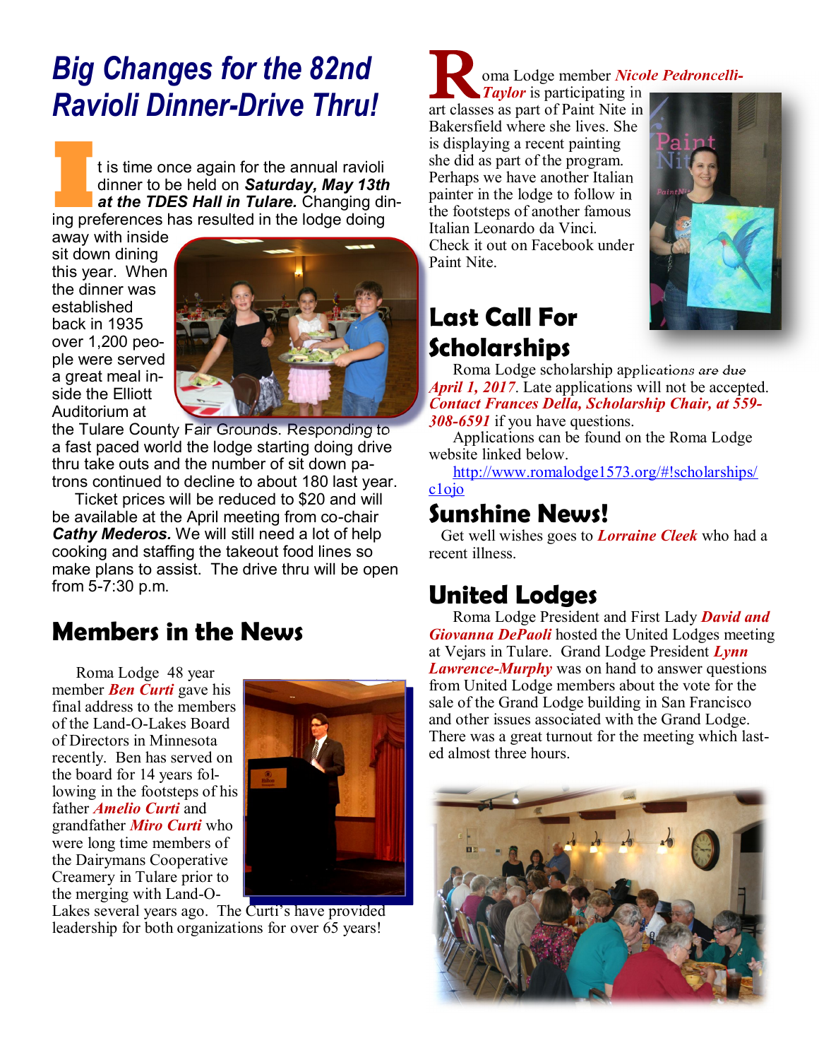# Big Changes for the 82nd Ravioli Dinner-Drive Thru!

It is time once again for the annual ravioli dinner to be held on ***Saturday, May 13th at the TDES Hall in Tulare.*** Changing dining preferences has resulted in the lodge doing away with inside sit down dining this year. When the dinner was established back in 1935 over 1,200 people were served a great meal inside the Elliott Auditorium at the Tulare County Fair Grounds. Responding to a fast paced world the lodge starting doing drive thru take outs and the number of sit down patrons continued to decline to about 180 last year.

Ticket prices will be reduced to $20 and will be available at the April meeting from co-chair ***Cathy Mederos.*** We will still need a lot of help cooking and staffing the takeout food lines so make plans to assist. The drive thru will be open from 5-7:30 p.m.

## Members in the News

Roma Lodge 48 year member ***Ben Curti*** gave his final address to the members of the Land-O-Lakes Board of Directors in Minnesota recently. Ben has served on the board for 14 years following in the footsteps of his father ***Amelio Curti*** and grandfather ***Miro Curti*** who were long time members of the Dairymans Cooperative Creamery in Tulare prior to the merging with Land-O-Lakes several years ago. The Curti's have provided leadership for both organizations for over 65 years!

Roma Lodge member ***Nicole Pedroncelli-Taylor*** is participating in art classes as part of Paint Nite in Bakersfield where she lives. She is displaying a recent painting she did as part of the program. Perhaps we have another Italian painter in the lodge to follow in the footsteps of another famous Italian Leonardo da Vinci. Check it out on Facebook under Paint Nite.

## Last Call For Scholarships

Roma Lodge scholarship applications are due ***April 1, 2017***. Late applications will not be accepted. ***Contact Frances Della, Scholarship Chair, at 559-308-6591*** if you have questions.

Applications can be found on the Roma Lodge website linked below.

http://www.romalodge1573.org/#!scholarships/c1ojo

## Sunshine News!

Get well wishes goes to ***Lorraine Cleek*** who had a recent illness.

## United Lodges

Roma Lodge President and First Lady ***David and Giovanna DePaoli*** hosted the United Lodges meeting at Vejars in Tulare. Grand Lodge President ***Lynn Lawrence-Murphy*** was on hand to answer questions from United Lodge members about the vote for the sale of the Grand Lodge building in San Francisco and other issues associated with the Grand Lodge. There was a great turnout for the meeting which lasted almost three hours.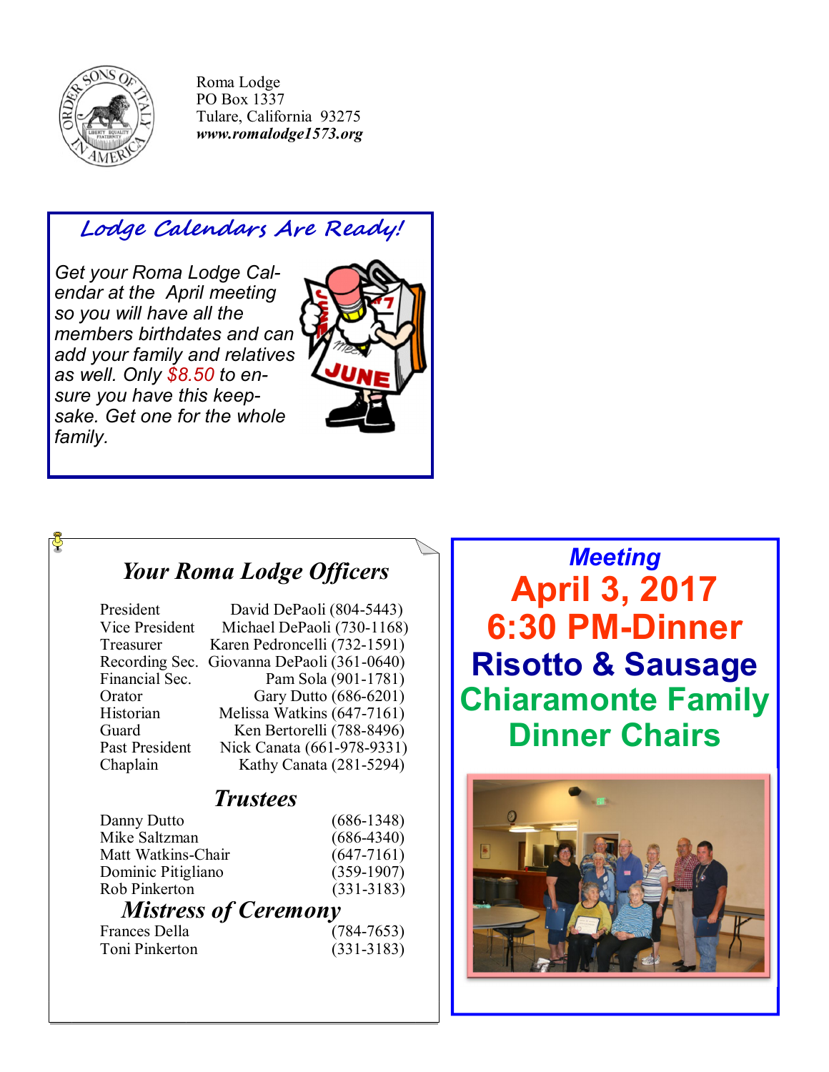Roma Lodge
PO Box 1337
Tulare, California 93275
***www.romalodge1573.org***

## *Lodge Calendars Are Ready!*

*Get your Roma Lodge Calendar at the April meeting so you will have all the members birthdates and can add your family and relatives as well. Only $8.50 to ensure you have this keepsake. Get one for the whole family.*

## *Your Roma Lodge Officers*

| | |
|---|---|
| President | David DePaoli (804-5443) |
| Vice President | Michael DePaoli (730-1168) |
| Treasurer | Karen Pedroncelli (732-1591) |
| Recording Sec. | Giovanna DePaoli (361-0640) |
| Financial Sec. | Pam Sola (901-1781) |
| Orator | Gary Dutto (686-6201) |
| Historian | Melissa Watkins (647-7161) |
| Guard | Ken Bertorelli (788-8496) |
| Past President | Nick Canata (661-978-9331) |
| Chaplain | Kathy Canata (281-5294) |

### *Trustees*

| | |
|---|---|
| Danny Dutto | (686-1348) |
| Mike Saltzman | (686-4340) |
| Matt Watkins-Chair | (647-7161) |
| Dominic Pitigliano | (359-1907) |
| Rob Pinkerton | (331-3183) |

### *Mistress of Ceremony*

| | |
|---|---|
| Frances Della | (784-7653) |
| Toni Pinkerton | (331-3183) |

***Meeting***

**April 3, 2017**

**6:30 PM-Dinner**

**Risotto & Sausage**

**Chiaramonte Family Dinner Chairs**